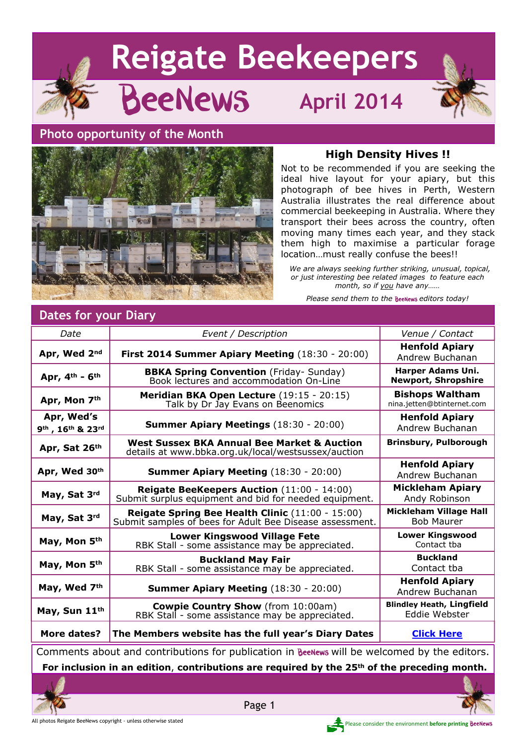# Reigate Beekeepers

## BeeNews April 2014

## Photo opportunity of the Month

### High Density Hives !!

Not to be recommended if you are seeking the ideal hive layout for your apiary, but this photograph of bee hives in Perth, Western Australia illustrates the real difference about commercial beekeeping in Australia. Where they transport their bees across the country, often moving many times each year, and they stack them high to maximise a particular forage location…must really confuse the bees!!

*We are always seeking further striking, unusual, topical, or just interesting bee related images to feature each month, so if you have any……*

*Please send them to the BeeNews editors today!*

## Dates for your Diary

| *Date* | *Event / Description* | *Venue / Contact* |
|---|---|---|
| **Apr, Wed 2nd** | **First 2014 Summer Apiary Meeting** (18:30 - 20:00) | **Henfold Apiary** Andrew Buchanan |
| **Apr, 4th - 6th** | **BBKA Spring Convention** (Friday- Sunday) Book lectures and accommodation On-Line | **Harper Adams Uni. Newport, Shropshire** |
| **Apr, Mon 7th** | **Meridian BKA Open Lecture** (19:15 - 20:15) Talk by Dr Jay Evans on Beenomics | **Bishops Waltham** nina.jetten@btinternet.com |
| **Apr, Wed's 9th, 16th & 23rd** | **Summer Apiary Meetings** (18:30 - 20:00) | **Henfold Apiary** Andrew Buchanan |
| **Apr, Sat 26th** | **West Sussex BKA Annual Bee Market & Auction** details at www.bbka.org.uk/local/westsussex/auction | **Brinsbury, Pulborough** |
| **Apr, Wed 30th** | **Summer Apiary Meeting** (18:30 - 20:00) | **Henfold Apiary** Andrew Buchanan |
| **May, Sat 3rd** | **Reigate BeeKeepers Auction** (11:00 - 14:00) Submit surplus equipment and bid for needed equipment. | **Mickleham Apiary** Andy Robinson |
| **May, Sat 3rd** | **Reigate Spring Bee Health Clinic** (11:00 - 15:00) Submit samples of bees for Adult Bee Disease assessment. | **Mickleham Village Hall** Bob Maurer |
| **May, Mon 5th** | **Lower Kingswood Village Fete** RBK Stall - some assistance may be appreciated. | **Lower Kingswood** Contact tba |
| **May, Mon 5th** | **Buckland May Fair** RBK Stall - some assistance may be appreciated. | **Buckland** Contact tba |
| **May, Wed 7th** | **Summer Apiary Meeting** (18:30 - 20:00) | **Henfold Apiary** Andrew Buchanan |
| **May, Sun 11th** | **Cowpie Country Show** (from 10:00am) RBK Stall - some assistance may be appreciated. | **Blindley Heath, Lingfield** Eddie Webster |
| **More dates?** | **The Members website has the full year's Diary Dates** | **Click Here** |

Comments about and contributions for publication in BeeNews will be welcomed by the editors.

**For inclusion in an edition, contributions are required by the 25th of the preceding month.**

All photos Reigate BeeNews copyright - unless otherwise stated

Please consider the environment **before printing** BeeNews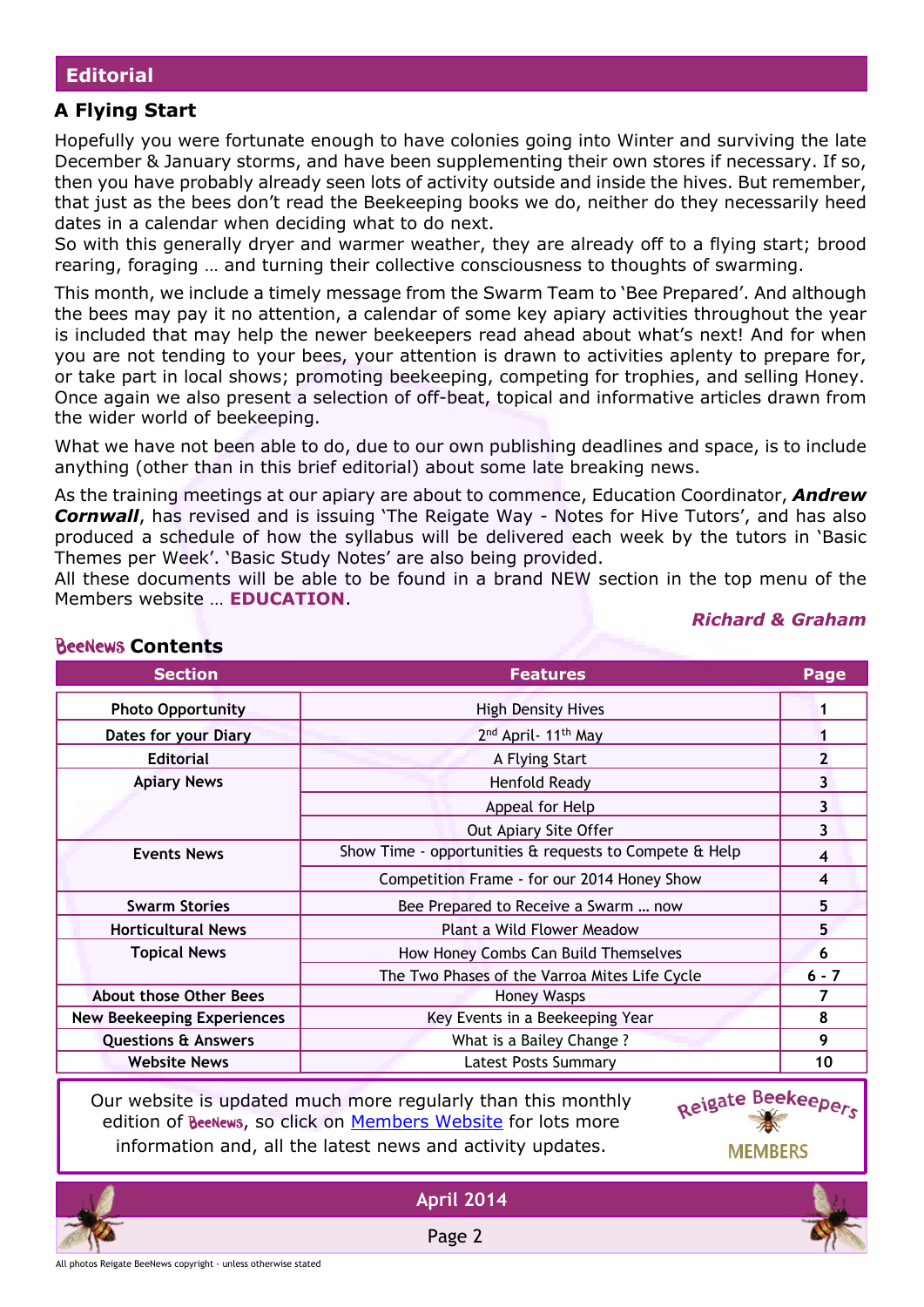## Editorial

### A Flying Start

Hopefully you were fortunate enough to have colonies going into Winter and surviving the late December & January storms, and have been supplementing their own stores if necessary. If so, then you have probably already seen lots of activity outside and inside the hives. But remember, that just as the bees don't read the Beekeeping books we do, neither do they necessarily heed dates in a calendar when deciding what to do next.
So with this generally dryer and warmer weather, they are already off to a flying start; brood rearing, foraging … and turning their collective consciousness to thoughts of swarming.

This month, we include a timely message from the Swarm Team to 'Bee Prepared'. And although the bees may pay it no attention, a calendar of some key apiary activities throughout the year is included that may help the newer beekeepers read ahead about what's next! And for when you are not tending to your bees, your attention is drawn to activities aplenty to prepare for, or take part in local shows; promoting beekeeping, competing for trophies, and selling Honey. Once again we also present a selection of off-beat, topical and informative articles drawn from the wider world of beekeeping.

What we have not been able to do, due to our own publishing deadlines and space, is to include anything (other than in this brief editorial) about some late breaking news.

As the training meetings at our apiary are about to commence, Education Coordinator, ***Andrew Cornwall***, has revised and is issuing 'The Reigate Way - Notes for Hive Tutors', and has also produced a schedule of how the syllabus will be delivered each week by the tutors in 'Basic Themes per Week'. 'Basic Study Notes' are also being provided.
All these documents will be able to be found in a brand NEW section in the top menu of the Members website … **EDUCATION**.

***Richard & Graham***

### BeeNews Contents

| Section | Features | Page |
|---|---|---|
| Photo Opportunity | High Density Hives | 1 |
| Dates for your Diary | 2nd April- 11th May | 1 |
| Editorial | A Flying Start | 2 |
| Apiary News | Henfold Ready | 3 |
| | Appeal for Help | 3 |
| | Out Apiary Site Offer | 3 |
| Events News | Show Time - opportunities & requests to Compete & Help | 4 |
| | Competition Frame - for our 2014 Honey Show | 4 |
| Swarm Stories | Bee Prepared to Receive a Swarm … now | 5 |
| Horticultural News | Plant a Wild Flower Meadow | 5 |
| Topical News | How Honey Combs Can Build Themselves | 6 |
| | The Two Phases of the Varroa Mites Life Cycle | 6 - 7 |
| About those Other Bees | Honey Wasps | 7 |
| New Beekeeping Experiences | Key Events in a Beekeeping Year | 8 |
| Questions & Answers | What is a Bailey Change ? | 9 |
| Website News | Latest Posts Summary | 10 |

Our website is updated much more regularly than this monthly edition of BeeNews, so click on Members Website for lots more information and, all the latest news and activity updates.

Reigate Beekeepers MEMBERS

All photos Reigate BeeNews copyright - unless otherwise stated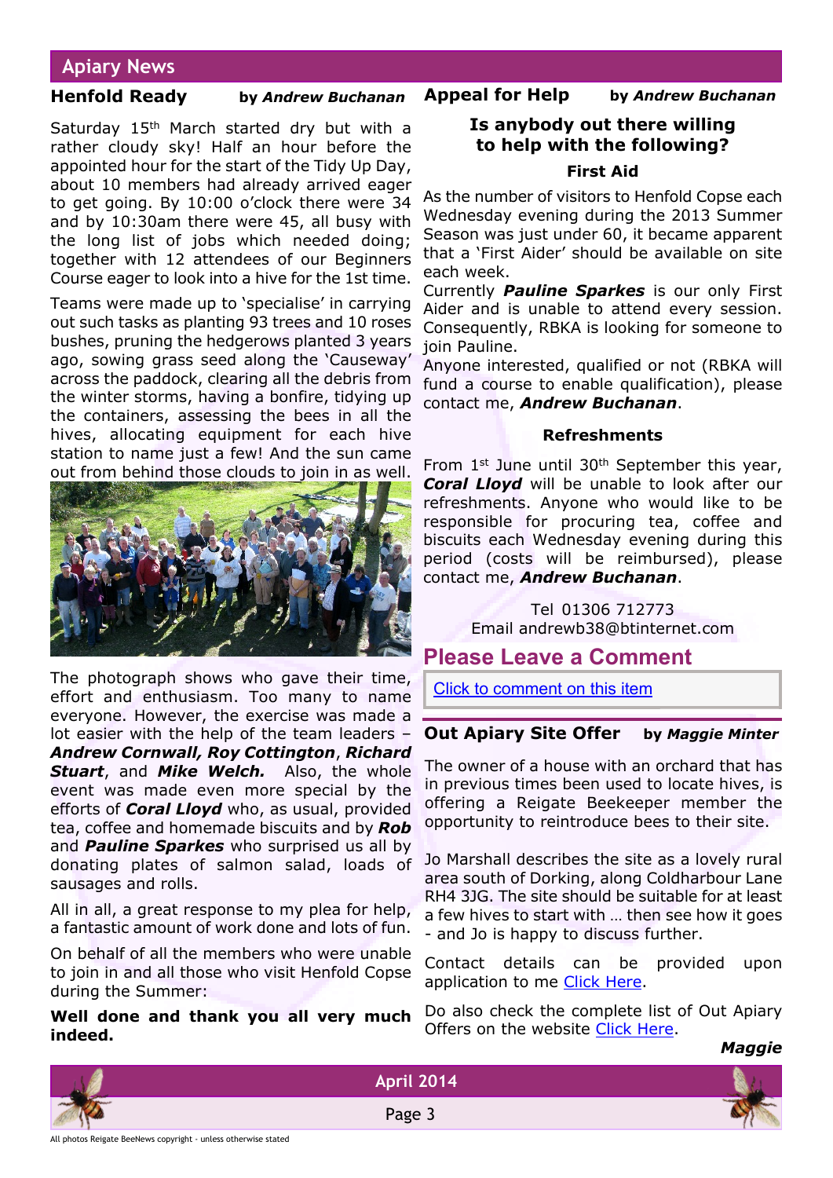## Apiary News

### Henfold Ready

by ***Andrew Buchanan***

Saturday 15th March started dry but with a rather cloudy sky! Half an hour before the appointed hour for the start of the Tidy Up Day, about 10 members had already arrived eager to get going. By 10:00 o'clock there were 34 and by 10:30am there were 45, all busy with the long list of jobs which needed doing; together with 12 attendees of our Beginners Course eager to look into a hive for the 1st time.

Teams were made up to 'specialise' in carrying out such tasks as planting 93 trees and 10 roses bushes, pruning the hedgerows planted 3 years ago, sowing grass seed along the 'Causeway' across the paddock, clearing all the debris from the winter storms, having a bonfire, tidying up the containers, assessing the bees in all the hives, allocating equipment for each hive station to name just a few! And the sun came out from behind those clouds to join in as well.

The photograph shows who gave their time, effort and enthusiasm. Too many to name everyone. However, the exercise was made a lot easier with the help of the team leaders – ***Andrew Cornwall, Roy Cottington***, ***Richard Stuart***, and ***Mike Welch.*** Also, the whole event was made even more special by the efforts of ***Coral Lloyd*** who, as usual, provided tea, coffee and homemade biscuits and by ***Rob*** and ***Pauline Sparkes*** who surprised us all by donating plates of salmon salad, loads of sausages and rolls.

All in all, a great response to my plea for help, a fantastic amount of work done and lots of fun.

On behalf of all the members who were unable to join in and all those who visit Henfold Copse during the Summer:

**Well done and thank you all very much indeed.**

### Appeal for Help

by ***Andrew Buchanan***

**Is anybody out there willing to help with the following?**

**First Aid**

As the number of visitors to Henfold Copse each Wednesday evening during the 2013 Summer Season was just under 60, it became apparent that a 'First Aider' should be available on site each week.

Currently ***Pauline Sparkes*** is our only First Aider and is unable to attend every session. Consequently, RBKA is looking for someone to join Pauline.

Anyone interested, qualified or not (RBKA will fund a course to enable qualification), please contact me, ***Andrew Buchanan***.

**Refreshments**

From 1st June until 30th September this year, ***Coral Lloyd*** will be unable to look after our refreshments. Anyone who would like to be responsible for procuring tea, coffee and biscuits each Wednesday evening during this period (costs will be reimbursed), please contact me, ***Andrew Buchanan***.

Tel 01306 712773
Email andrewb38@btinternet.com

## Please Leave a Comment

[Click to comment on this item]

### Out Apiary Site Offer

by ***Maggie Minter***

The owner of a house with an orchard that has in previous times been used to locate hives, is offering a Reigate Beekeeper member the opportunity to reintroduce bees to their site.

Jo Marshall describes the site as a lovely rural area south of Dorking, along Coldharbour Lane RH4 3JG. The site should be suitable for at least a few hives to start with … then see how it goes - and Jo is happy to discuss further.

Contact details can be provided upon application to me [Click Here].

Do also check the complete list of Out Apiary Offers on the website [Click Here].

***Maggie***

All photos Reigate BeeNews copyright - unless otherwise stated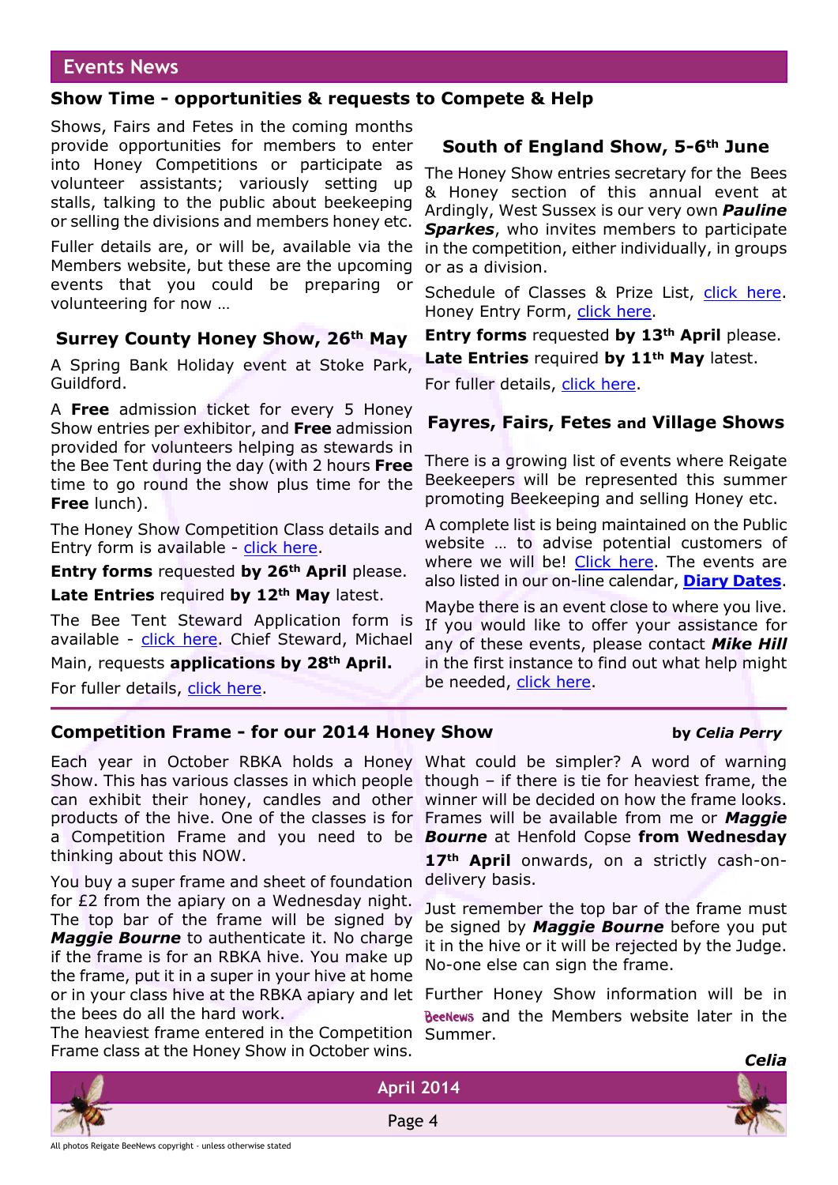## Events News

### Show Time - opportunities & requests to Compete & Help

Shows, Fairs and Fetes in the coming months provide opportunities for members to enter into Honey Competitions or participate as volunteer assistants; variously setting up stalls, talking to the public about beekeeping or selling the divisions and members honey etc.

Fuller details are, or will be, available via the Members website, but these are the upcoming events that you could be preparing or volunteering for now …

### Surrey County Honey Show, 26th May

A Spring Bank Holiday event at Stoke Park, Guildford.

A **Free** admission ticket for every 5 Honey Show entries per exhibitor, and **Free** admission provided for volunteers helping as stewards in the Bee Tent during the day (with 2 hours **Free** time to go round the show plus time for the **Free** lunch).

The Honey Show Competition Class details and Entry form is available - click here.

**Entry forms** requested **by 26th April** please.

**Late Entries** required **by 12th May** latest.

The Bee Tent Steward Application form is available - click here. Chief Steward, Michael Main, requests **applications by 28th April.**

For fuller details, click here.

### South of England Show, 5-6th June

The Honey Show entries secretary for the Bees & Honey section of this annual event at Ardingly, West Sussex is our very own ***Pauline Sparkes***, who invites members to participate in the competition, either individually, in groups or as a division.

Schedule of Classes & Prize List, click here. Honey Entry Form, click here.

**Entry forms** requested **by 13th April** please.

**Late Entries** required **by 11th May** latest.

For fuller details, click here.

### Fayres, Fairs, Fetes and Village Shows

There is a growing list of events where Reigate Beekeepers will be represented this summer promoting Beekeeping and selling Honey etc.

A complete list is being maintained on the Public website … to advise potential customers of where we will be! Click here. The events are also listed in our on-line calendar, **Diary Dates**.

Maybe there is an event close to where you live. If you would like to offer your assistance for any of these events, please contact ***Mike Hill*** in the first instance to find out what help might be needed, click here.

### Competition Frame - for our 2014 Honey Show

by ***Celia Perry***

Each year in October RBKA holds a Honey Show. This has various classes in which people can exhibit their honey, candles and other products of the hive. One of the classes is for a Competition Frame and you need to be thinking about this NOW.

You buy a super frame and sheet of foundation for £2 from the apiary on a Wednesday night. The top bar of the frame will be signed by ***Maggie Bourne*** to authenticate it. No charge if the frame is for an RBKA hive. You make up the frame, put it in a super in your hive at home or in your class hive at the RBKA apiary and let the bees do all the hard work.

The heaviest frame entered in the Competition Frame class at the Honey Show in October wins.

What could be simpler? A word of warning though – if there is tie for heaviest frame, the winner will be decided on how the frame looks. Frames will be available from me or ***Maggie Bourne*** at Henfold Copse **from Wednesday 17th April** onwards, on a strictly cash-on-delivery basis.

Just remember the top bar of the frame must be signed by ***Maggie Bourne*** before you put it in the hive or it will be rejected by the Judge. No-one else can sign the frame.

Further Honey Show information will be in BeeNews and the Members website later in the Summer.

***Celia***

All photos Reigate BeeNews copyright - unless otherwise stated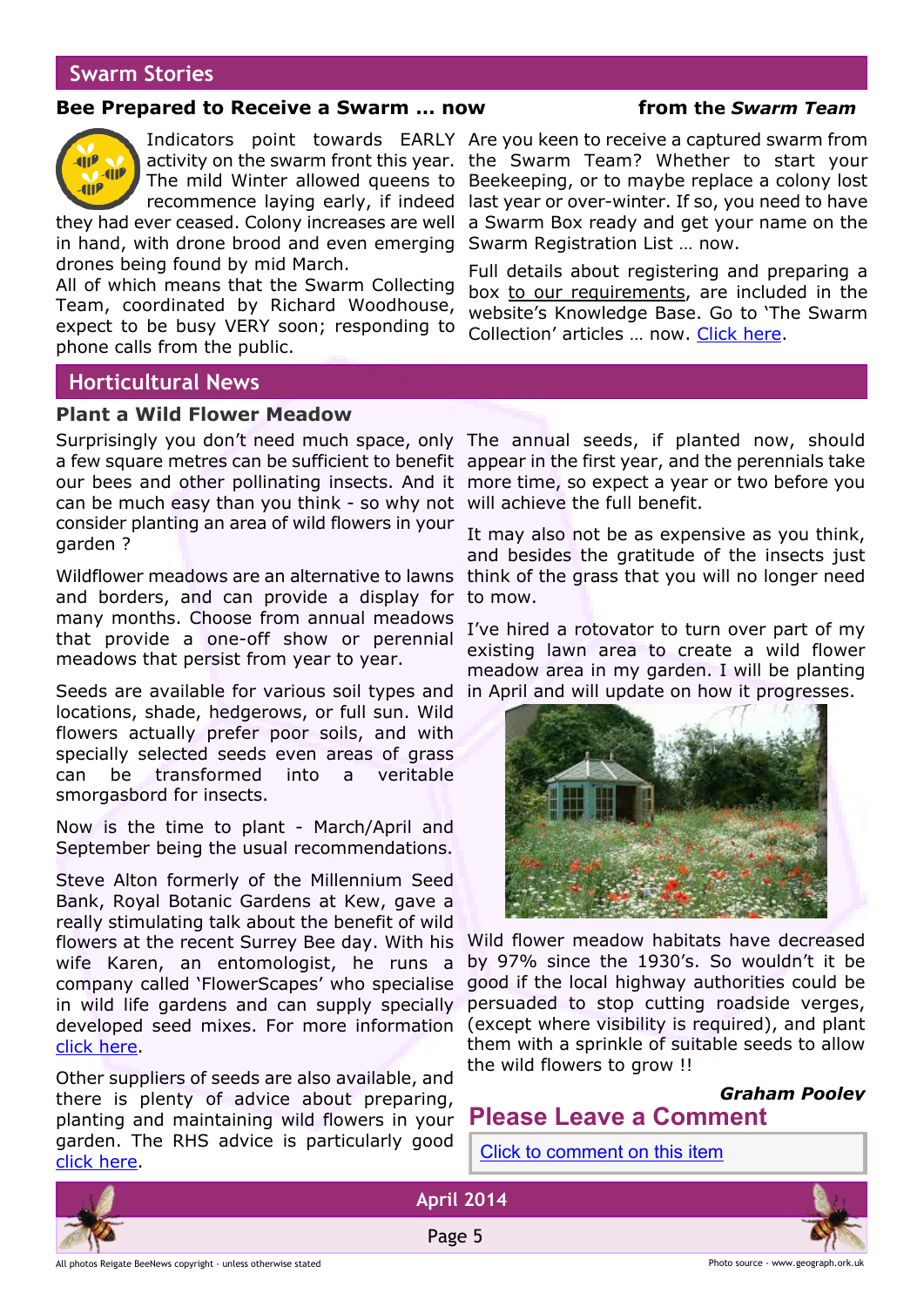## Swarm Stories

### Bee Prepared to Receive a Swarm … now

**from the *Swarm Team***

Indicators point towards EARLY activity on the swarm front this year. The mild Winter allowed queens to recommence laying early, if indeed they had ever ceased. Colony increases are well in hand, with drone brood and even emerging drones being found by mid March.

All of which means that the Swarm Collecting Team, coordinated by Richard Woodhouse, expect to be busy VERY soon; responding to phone calls from the public.

Are you keen to receive a captured swarm from the Swarm Team? Whether to start your Beekeeping, or to maybe replace a colony lost last year or over-winter. If so, you need to have a Swarm Box ready and get your name on the Swarm Registration List … now.

Full details about registering and preparing a box to our requirements, are included in the website's Knowledge Base. Go to 'The Swarm Collection' articles … now. Click here.

## Horticultural News

### Plant a Wild Flower Meadow

Surprisingly you don't need much space, only a few square metres can be sufficient to benefit our bees and other pollinating insects. And it can be much easy than you think - so why not consider planting an area of wild flowers in your garden ?

Wildflower meadows are an alternative to lawns and borders, and can provide a display for many months. Choose from annual meadows that provide a one-off show or perennial meadows that persist from year to year.

Seeds are available for various soil types and locations, shade, hedgerows, or full sun. Wild flowers actually prefer poor soils, and with specially selected seeds even areas of grass can be transformed into a veritable smorgasbord for insects.

Now is the time to plant - March/April and September being the usual recommendations.

Steve Alton formerly of the Millennium Seed Bank, Royal Botanic Gardens at Kew, gave a really stimulating talk about the benefit of wild flowers at the recent Surrey Bee day. With his wife Karen, an entomologist, he runs a company called 'FlowerScapes' who specialise in wild life gardens and can supply specially developed seed mixes. For more information click here.

Other suppliers of seeds are also available, and there is plenty of advice about preparing, planting and maintaining wild flowers in your garden. The RHS advice is particularly good click here.

The annual seeds, if planted now, should appear in the first year, and the perennials take more time, so expect a year or two before you will achieve the full benefit.

It may also not be as expensive as you think, and besides the gratitude of the insects just think of the grass that you will no longer need to mow.

I've hired a rotovator to turn over part of my existing lawn area to create a wild flower meadow area in my garden. I will be planting in April and will update on how it progresses.

Wild flower meadow habitats have decreased by 97% since the 1930's. So wouldn't it be good if the local highway authorities could be persuaded to stop cutting roadside verges, (except where visibility is required), and plant them with a sprinkle of suitable seeds to allow the wild flowers to grow !!

***Graham Pooley***

## Please Leave a Comment

Click to comment on this item

April 2014

All photos Reigate BeeNews copyright - unless otherwise stated

Photo source - www.geograph.ork.uk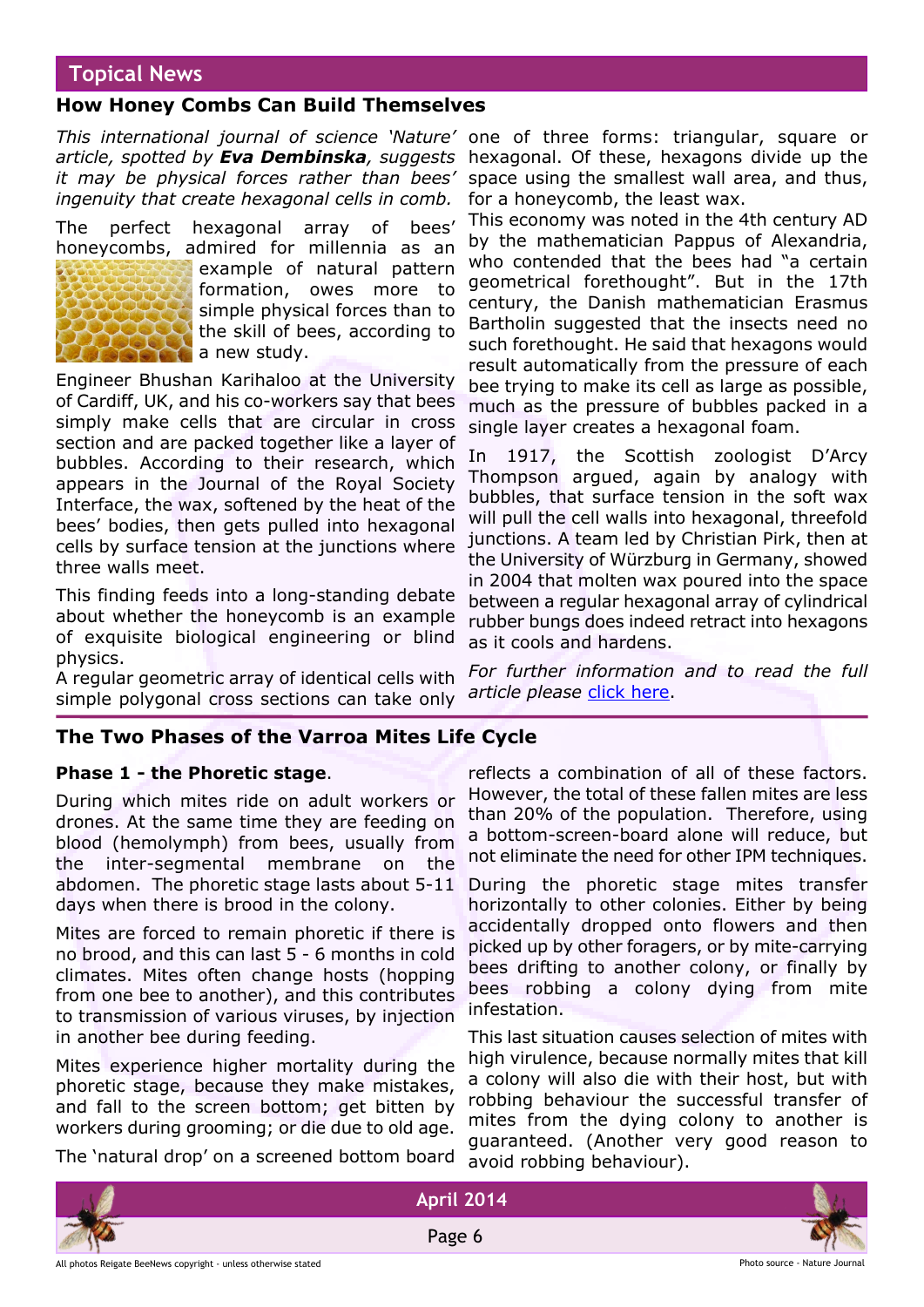## Topical News

### How Honey Combs Can Build Themselves

*This international journal of science 'Nature' article, spotted by **Eva Dembinska**, suggests it may be physical forces rather than bees' ingenuity that create hexagonal cells in comb.*

The perfect hexagonal array of bees' honeycombs, admired for millennia as an example of natural pattern formation, owes more to simple physical forces than to the skill of bees, according to a new study.

Engineer Bhushan Karihaloo at the University of Cardiff, UK, and his co-workers say that bees simply make cells that are circular in cross section and are packed together like a layer of bubbles. According to their research, which appears in the Journal of the Royal Society Interface, the wax, softened by the heat of the bees' bodies, then gets pulled into hexagonal cells by surface tension at the junctions where three walls meet.

This finding feeds into a long-standing debate about whether the honeycomb is an example of exquisite biological engineering or blind physics.

A regular geometric array of identical cells with simple polygonal cross sections can take only one of three forms: triangular, square or hexagonal. Of these, hexagons divide up the space using the smallest wall area, and thus, for a honeycomb, the least wax.

This economy was noted in the 4th century AD by the mathematician Pappus of Alexandria, who contended that the bees had "a certain geometrical forethought". But in the 17th century, the Danish mathematician Erasmus Bartholin suggested that the insects need no such forethought. He said that hexagons would result automatically from the pressure of each bee trying to make its cell as large as possible, much as the pressure of bubbles packed in a single layer creates a hexagonal foam.

In 1917, the Scottish zoologist D'Arcy Thompson argued, again by analogy with bubbles, that surface tension in the soft wax will pull the cell walls into hexagonal, threefold junctions. A team led by Christian Pirk, then at the University of Würzburg in Germany, showed in 2004 that molten wax poured into the space between a regular hexagonal array of cylindrical rubber bungs does indeed retract into hexagons as it cools and hardens.

*For further information and to read the full article please* click here.

### The Two Phases of the Varroa Mites Life Cycle

**Phase 1 - the Phoretic stage**.

During which mites ride on adult workers or drones. At the same time they are feeding on blood (hemolymph) from bees, usually from the inter-segmental membrane on the abdomen. The phoretic stage lasts about 5-11 days when there is brood in the colony.

Mites are forced to remain phoretic if there is no brood, and this can last 5 - 6 months in cold climates. Mites often change hosts (hopping from one bee to another), and this contributes to transmission of various viruses, by injection in another bee during feeding.

Mites experience higher mortality during the phoretic stage, because they make mistakes, and fall to the screen bottom; get bitten by workers during grooming; or die due to old age.

The 'natural drop' on a screened bottom board reflects a combination of all of these factors. However, the total of these fallen mites are less than 20% of the population. Therefore, using a bottom-screen-board alone will reduce, but not eliminate the need for other IPM techniques.

During the phoretic stage mites transfer horizontally to other colonies. Either by being accidentally dropped onto flowers and then picked up by other foragers, or by mite-carrying bees drifting to another colony, or finally by bees robbing a colony dying from mite infestation.

This last situation causes selection of mites with high virulence, because normally mites that kill a colony will also die with their host, but with robbing behaviour the successful transfer of mites from the dying colony to another is guaranteed. (Another very good reason to avoid robbing behaviour).

All photos Reigate BeeNews copyright - unless otherwise stated

Photo source - Nature Journal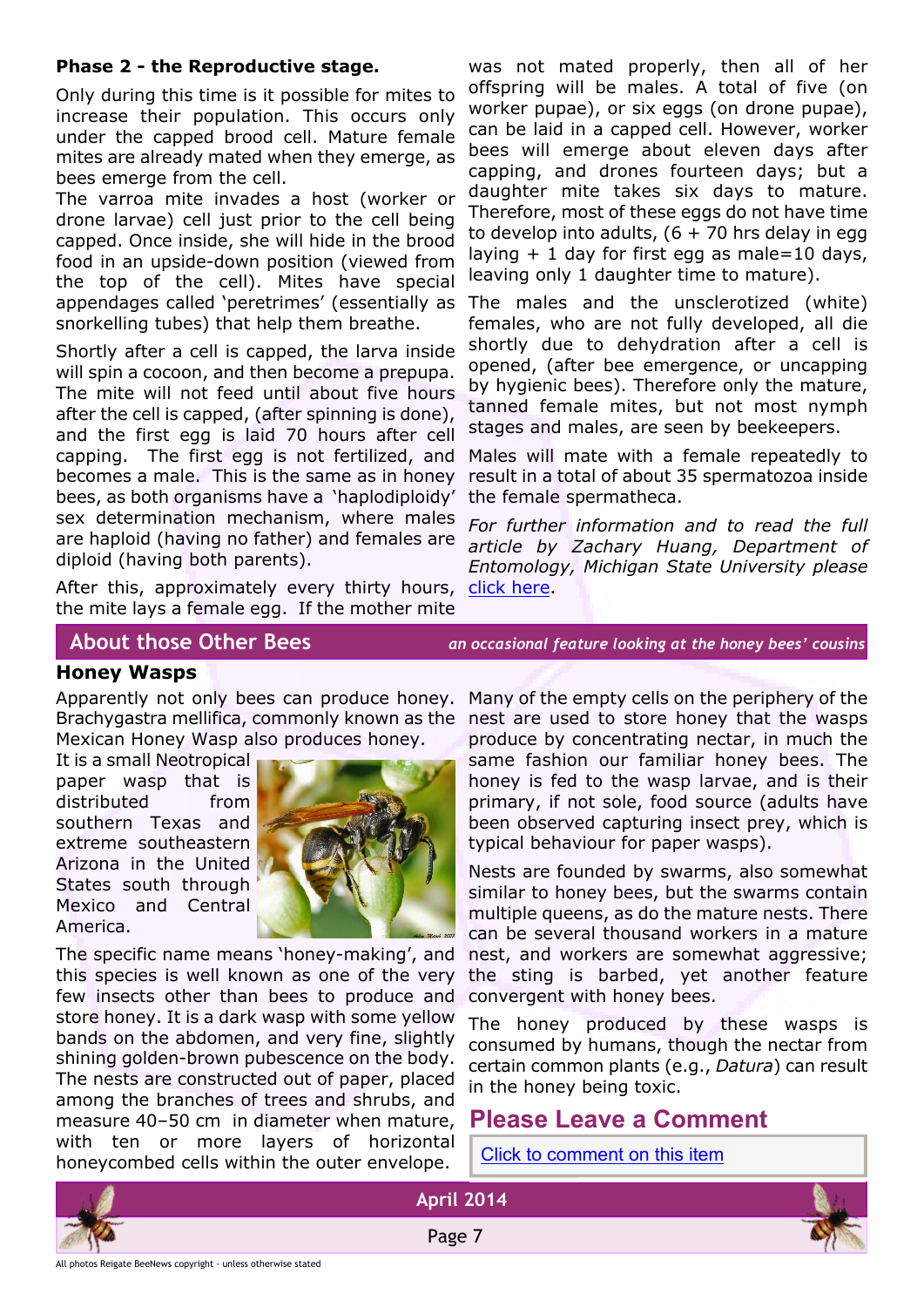### Phase 2 - the Reproductive stage.

Only during this time is it possible for mites to increase their population. This occurs only under the capped brood cell. Mature female mites are already mated when they emerge, as bees emerge from the cell.

The varroa mite invades a host (worker or drone larvae) cell just prior to the cell being capped. Once inside, she will hide in the brood food in an upside-down position (viewed from the top of the cell). Mites have special appendages called 'peretrimes' (essentially as snorkelling tubes) that help them breathe.

Shortly after a cell is capped, the larva inside will spin a cocoon, and then become a prepupa. The mite will not feed until about five hours after the cell is capped, (after spinning is done), and the first egg is laid 70 hours after cell capping. The first egg is not fertilized, and becomes a male. This is the same as in honey bees, as both organisms have a 'haplodiploidy' sex determination mechanism, where males are haploid (having no father) and females are diploid (having both parents).

After this, approximately every thirty hours, the mite lays a female egg. If the mother mite was not mated properly, then all of her offspring will be males. A total of five (on worker pupae), or six eggs (on drone pupae), can be laid in a capped cell. However, worker bees will emerge about eleven days after capping, and drones fourteen days; but a daughter mite takes six days to mature. Therefore, most of these eggs do not have time to develop into adults, (6 + 70 hrs delay in egg laying + 1 day for first egg as male=10 days, leaving only 1 daughter time to mature).

The males and the unsclerotized (white) females, who are not fully developed, all die shortly due to dehydration after a cell is opened, (after bee emergence, or uncapping by hygienic bees). Therefore only the mature, tanned female mites, but not most nymph stages and males, are seen by beekeepers.

Males will mate with a female repeatedly to result in a total of about 35 spermatozoa inside the female spermatheca.

*For further information and to read the full article by Zachary Huang, Department of Entomology, Michigan State University please* click here.

## About those Other Bees

*an occasional feature looking at the honey bees' cousins*

### Honey Wasps

Apparently not only bees can produce honey. Brachygastra mellifica, commonly known as the Mexican Honey Wasp also produces honey.

It is a small Neotropical paper wasp that is distributed from southern Texas and extreme southeastern Arizona in the United States south through Mexico and Central America.

The specific name means 'honey-making', and this species is well known as one of the very few insects other than bees to produce and store honey. It is a dark wasp with some yellow bands on the abdomen, and very fine, slightly shining golden-brown pubescence on the body. The nests are constructed out of paper, placed among the branches of trees and shrubs, and measure 40–50 cm in diameter when mature, with ten or more layers of horizontal honeycombed cells within the outer envelope.

Many of the empty cells on the periphery of the nest are used to store honey that the wasps produce by concentrating nectar, in much the same fashion our familiar honey bees. The honey is fed to the wasp larvae, and is their primary, if not sole, food source (adults have been observed capturing insect prey, which is typical behaviour for paper wasps).

Nests are founded by swarms, also somewhat similar to honey bees, but the swarms contain multiple queens, as do the mature nests. There can be several thousand workers in a mature nest, and workers are somewhat aggressive; the sting is barbed, yet another feature convergent with honey bees.

The honey produced by these wasps is consumed by humans, though the nectar from certain common plants (e.g., *Datura*) can result in the honey being toxic.

## Please Leave a Comment

Click to comment on this item

April 2014

All photos Reigate BeeNews copyright - unless otherwise stated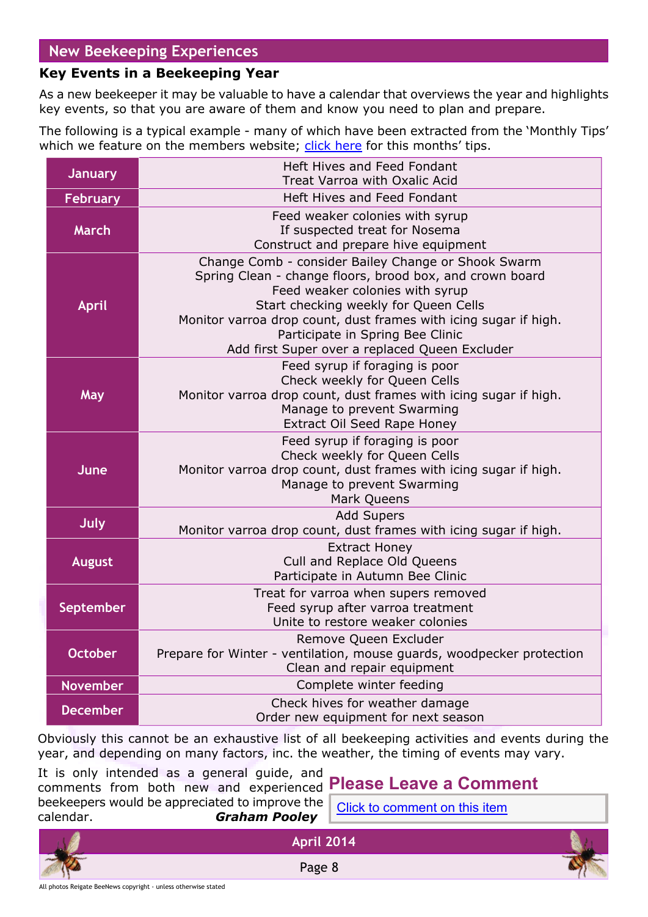## New Beekeeping Experiences

### Key Events in a Beekeeping Year

As a new beekeeper it may be valuable to have a calendar that overviews the year and highlights key events, so that you are aware of them and know you need to plan and prepare.

The following is a typical example - many of which have been extracted from the 'Monthly Tips' which we feature on the members website; click here for this months' tips.

| Month | Key Events |
|---|---|
| January | Heft Hives and Feed Fondant<br>Treat Varroa with Oxalic Acid |
| February | Heft Hives and Feed Fondant |
| March | Feed weaker colonies with syrup<br>If suspected treat for Nosema<br>Construct and prepare hive equipment |
| April | Change Comb - consider Bailey Change or Shook Swarm<br>Spring Clean - change floors, brood box, and crown board<br>Feed weaker colonies with syrup<br>Start checking weekly for Queen Cells<br>Monitor varroa drop count, dust frames with icing sugar if high.<br>Participate in Spring Bee Clinic<br>Add first Super over a replaced Queen Excluder |
| May | Feed syrup if foraging is poor<br>Check weekly for Queen Cells<br>Monitor varroa drop count, dust frames with icing sugar if high.<br>Manage to prevent Swarming<br>Extract Oil Seed Rape Honey |
| June | Feed syrup if foraging is poor<br>Check weekly for Queen Cells<br>Monitor varroa drop count, dust frames with icing sugar if high.<br>Manage to prevent Swarming<br>Mark Queens |
| July | Add Supers<br>Monitor varroa drop count, dust frames with icing sugar if high. |
| August | Extract Honey<br>Cull and Replace Old Queens<br>Participate in Autumn Bee Clinic |
| September | Treat for varroa when supers removed<br>Feed syrup after varroa treatment<br>Unite to restore weaker colonies |
| October | Remove Queen Excluder<br>Prepare for Winter - ventilation, mouse guards, woodpecker protection<br>Clean and repair equipment |
| November | Complete winter feeding |
| December | Check hives for weather damage<br>Order new equipment for next season |

Obviously this cannot be an exhaustive list of all beekeeping activities and events during the year, and depending on many factors, inc. the weather, the timing of events may vary.

It is only intended as a general guide, and comments from both new and experienced beekeepers would be appreciated to improve the calendar.

***Graham Pooley***

### Please Leave a Comment

Click to comment on this item

All photos Reigate BeeNews copyright - unless otherwise stated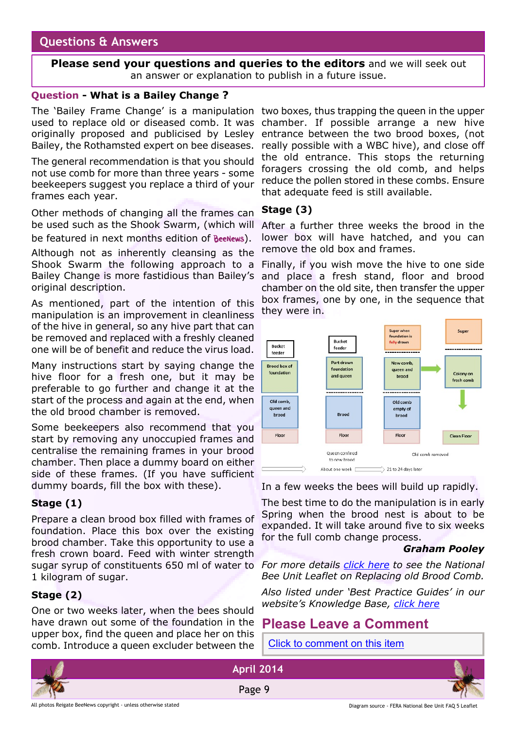## Questions & Answers

**Please send your questions and queries to the editors** and we will seek out an answer or explanation to publish in a future issue.

### Question - What is a Bailey Change ?

The 'Bailey Frame Change' is a manipulation used to replace old or diseased comb. It was originally proposed and publicised by Lesley Bailey, the Rothamsted expert on bee diseases.

The general recommendation is that you should not use comb for more than three years - some beekeepers suggest you replace a third of your frames each year.

Other methods of changing all the frames can be used such as the Shook Swarm, (which will be featured in next months edition of BeeNews).

Although not as inherently cleansing as the Shook Swarm the following approach to a Bailey Change is more fastidious than Bailey's original description.

As mentioned, part of the intention of this manipulation is an improvement in cleanliness of the hive in general, so any hive part that can be removed and replaced with a freshly cleaned one will be of benefit and reduce the virus load.

Many instructions start by saying change the hive floor for a fresh one, but it may be preferable to go further and change it at the start of the process and again at the end, when the old brood chamber is removed.

Some beekeepers also recommend that you start by removing any unoccupied frames and centralise the remaining frames in your brood chamber. Then place a dummy board on either side of these frames. (If you have sufficient dummy boards, fill the box with these).

### Stage (1)

Prepare a clean brood box filled with frames of foundation. Place this box over the existing brood chamber. Take this opportunity to use a fresh crown board. Feed with winter strength sugar syrup of constituents 650 ml of water to 1 kilogram of sugar.

### Stage (2)

One or two weeks later, when the bees should have drawn out some of the foundation in the upper box, find the queen and place her on this comb. Introduce a queen excluder between the two boxes, thus trapping the queen in the upper chamber. If possible arrange a new hive entrance between the two brood boxes, (not really possible with a WBC hive), and close off the old entrance. This stops the returning foragers crossing the old comb, and helps reduce the pollen stored in these combs. Ensure that adequate feed is still available.

### Stage (3)

After a further three weeks the brood in the lower box will have hatched, and you can remove the old box and frames.

Finally, if you wish move the hive to one side and place a fresh stand, floor and brood chamber on the old site, then transfer the upper box frames, one by one, in the sequence that they were in.

In a few weeks the bees will build up rapidly.

The best time to do the manipulation is in early Spring when the brood nest is about to be expanded. It will take around five to six weeks for the full comb change process.

***Graham Pooley***

*For more details click here to see the National Bee Unit Leaflet on Replacing old Brood Comb.*

*Also listed under 'Best Practice Guides' in our website's Knowledge Base, click here*

## Please Leave a Comment

Click to comment on this item

All photos Reigate BeeNews copyright - unless otherwise stated

Diagram source - FERA National Bee Unit FAQ 5 Leaflet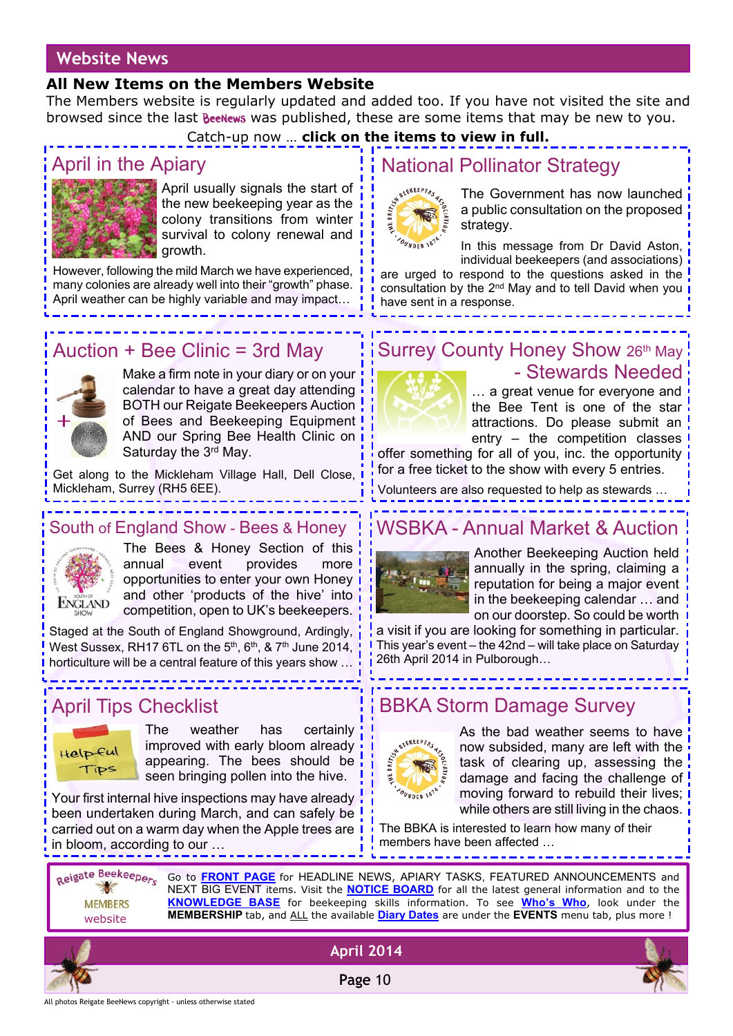## Website News

### All New Items on the Members Website

The Members website is regularly updated and added too. If you have not visited the site and browsed since the last BeeNews was published, these are some items that may be new to you.

Catch-up now … **click on the items to view in full.**

### April in the Apiary

April usually signals the start of the new beekeeping year as the colony transitions from winter survival to colony renewal and growth.

However, following the mild March we have experienced, many colonies are already well into their "growth" phase. April weather can be highly variable and may impact…

### National Pollinator Strategy

The Government has now launched a public consultation on the proposed strategy.

In this message from Dr David Aston, individual beekeepers (and associations) are urged to respond to the questions asked in the consultation by the 2nd May and to tell David when you have sent in a response.

### Auction + Bee Clinic = 3rd May

Make a firm note in your diary or on your calendar to have a great day attending BOTH our Reigate Beekeepers Auction of Bees and Beekeeping Equipment AND our Spring Bee Health Clinic on Saturday the 3rd May.

Get along to the Mickleham Village Hall, Dell Close, Mickleham, Surrey (RH5 6EE).

### Surrey County Honey Show 26th May - Stewards Needed

… a great venue for everyone and the Bee Tent is one of the star attractions. Do please submit an entry – the competition classes offer something for all of you, inc. the opportunity for a free ticket to the show with every 5 entries.

Volunteers are also requested to help as stewards …

### South of England Show - Bees & Honey

The Bees & Honey Section of this annual event provides more opportunities to enter your own Honey and other 'products of the hive' into competition, open to UK's beekeepers.

Staged at the South of England Showground, Ardingly, West Sussex, RH17 6TL on the 5th, 6th, & 7th June 2014, horticulture will be a central feature of this years show …

### WSBKA - Annual Market & Auction

Another Beekeeping Auction held annually in the spring, claiming a reputation for being a major event in the beekeeping calendar … and on our doorstep. So could be worth a visit if you are looking for something in particular.

This year's event – the 42nd – will take place on Saturday 26th April 2014 in Pulborough…

### April Tips Checklist

The weather has certainly improved with early bloom already appearing. The bees should be seen bringing pollen into the hive.

Your first internal hive inspections may have already been undertaken during March, and can safely be carried out on a warm day when the Apple trees are in bloom, according to our …

### BBKA Storm Damage Survey

As the bad weather seems to have now subsided, many are left with the task of clearing up, assessing the damage and facing the challenge of moving forward to rebuild their lives; while others are still living in the chaos.

The BBKA is interested to learn how many of their members have been affected …

---

Reigate Beekeepers MEMBERS website

Go to **FRONT PAGE** for HEADLINE NEWS, APIARY TASKS, FEATURED ANNOUNCEMENTS and NEXT BIG EVENT items. Visit the **NOTICE BOARD** for all the latest general information and to the **KNOWLEDGE BASE** for beekeeping skills information. To see **Who's Who**, look under the **MEMBERSHIP** tab, and ALL the available **Diary Dates** are under the **EVENTS** menu tab, plus more !

All photos Reigate BeeNews copyright - unless otherwise stated